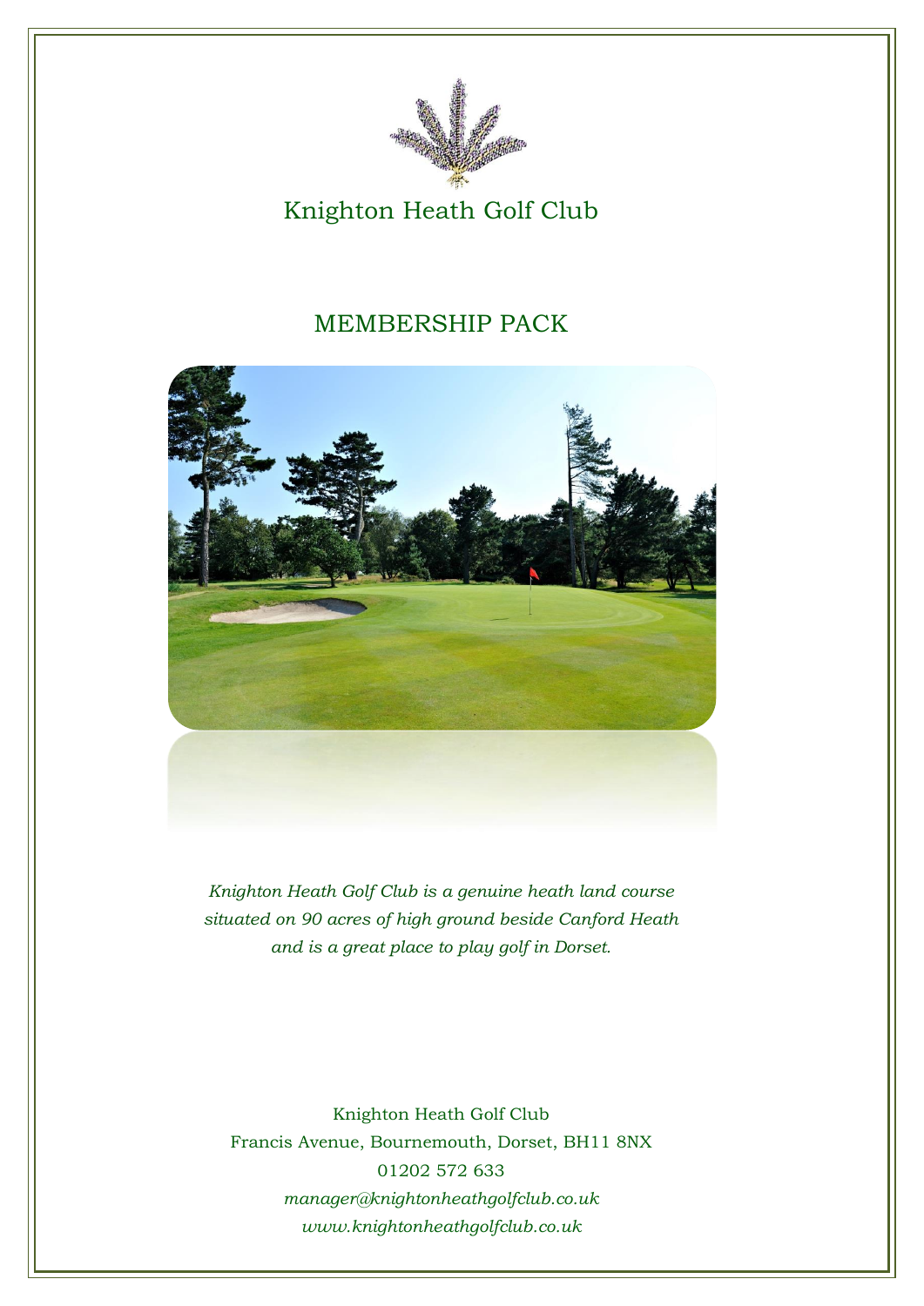# Knighton Heath Golf Club

## MEMBERSHIP PACK

*Knighton Heath Golf Club is a genuine heath land course situated on 90 acres of high ground beside Canford Heath and is a great place to play golf in Dorset.*

Knighton Heath Golf Club
Francis Avenue, Bournemouth, Dorset, BH11 8NX
01202 572 633
*manager@knightonheathgolfclub.co.uk*
*www.knightonheathgolfclub.co.uk*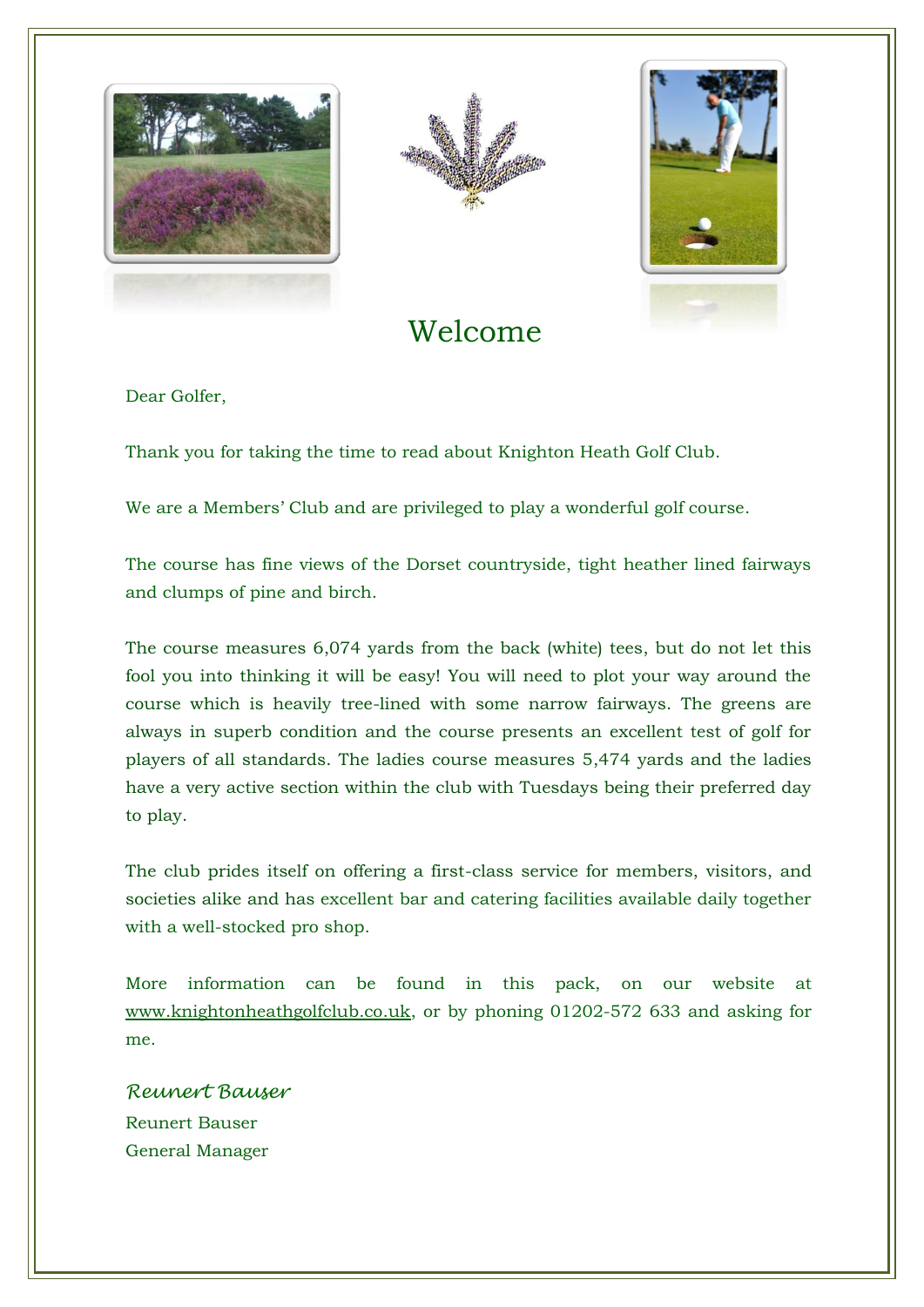# Welcome

Dear Golfer,

Thank you for taking the time to read about Knighton Heath Golf Club.

We are a Members' Club and are privileged to play a wonderful golf course.

The course has fine views of the Dorset countryside, tight heather lined fairways and clumps of pine and birch.

The course measures 6,074 yards from the back (white) tees, but do not let this fool you into thinking it will be easy! You will need to plot your way around the course which is heavily tree-lined with some narrow fairways. The greens are always in superb condition and the course presents an excellent test of golf for players of all standards. The ladies course measures 5,474 yards and the ladies have a very active section within the club with Tuesdays being their preferred day to play.

The club prides itself on offering a first-class service for members, visitors, and societies alike and has excellent bar and catering facilities available daily together with a well-stocked pro shop.

More information can be found in this pack, on our website at www.knightonheathgolfclub.co.uk, or by phoning 01202-572 633 and asking for me.

*Reunert Bauser*

Reunert Bauser
General Manager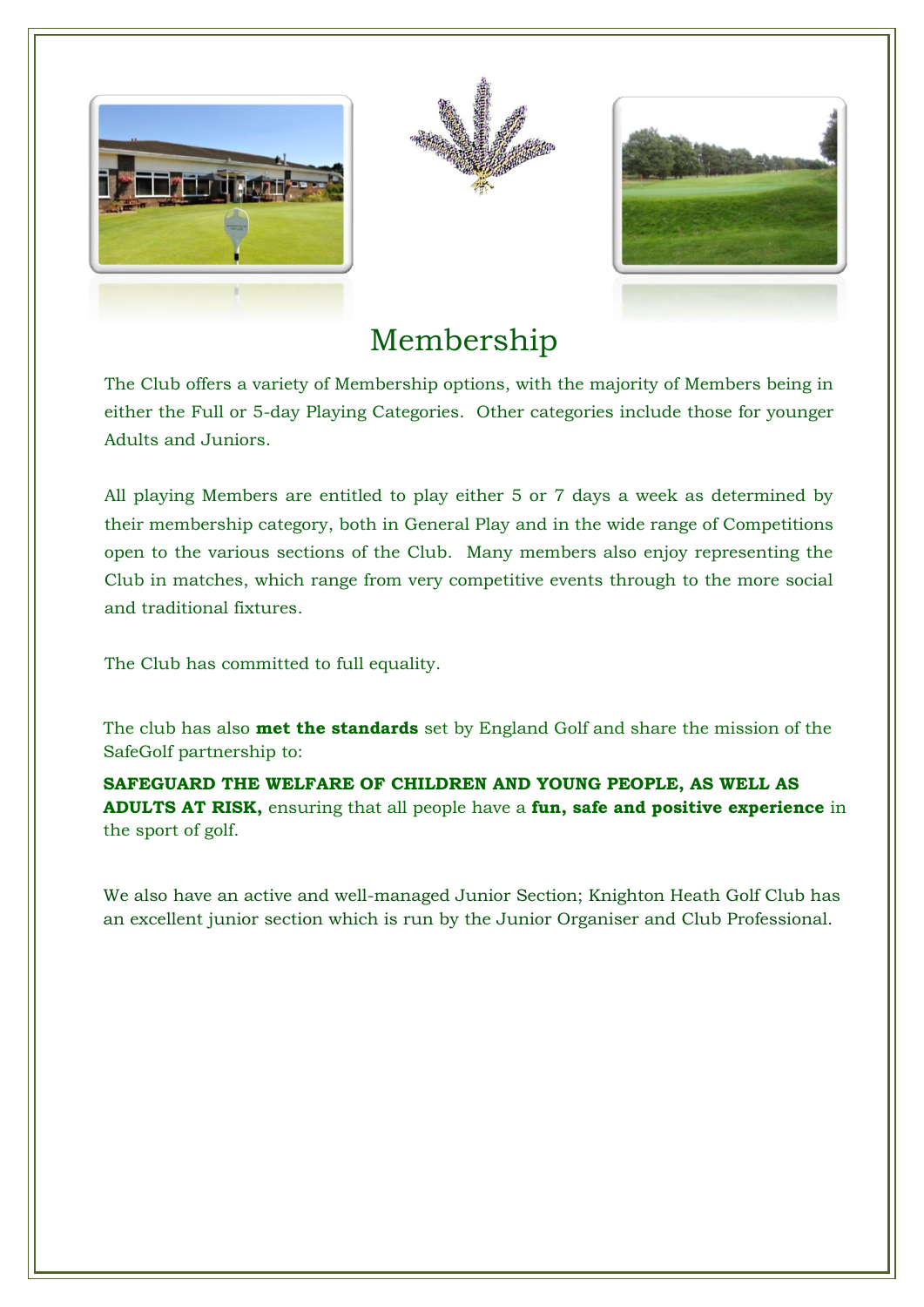# Membership

The Club offers a variety of Membership options, with the majority of Members being in either the Full or 5-day Playing Categories. Other categories include those for younger Adults and Juniors.

All playing Members are entitled to play either 5 or 7 days a week as determined by their membership category, both in General Play and in the wide range of Competitions open to the various sections of the Club. Many members also enjoy representing the Club in matches, which range from very competitive events through to the more social and traditional fixtures.

The Club has committed to full equality.

The club has also **met the standards** set by England Golf and share the mission of the SafeGolf partnership to:

**SAFEGUARD THE WELFARE OF CHILDREN AND YOUNG PEOPLE, AS WELL AS ADULTS AT RISK,** ensuring that all people have a **fun, safe and positive experience** in the sport of golf.

We also have an active and well-managed Junior Section; Knighton Heath Golf Club has an excellent junior section which is run by the Junior Organiser and Club Professional.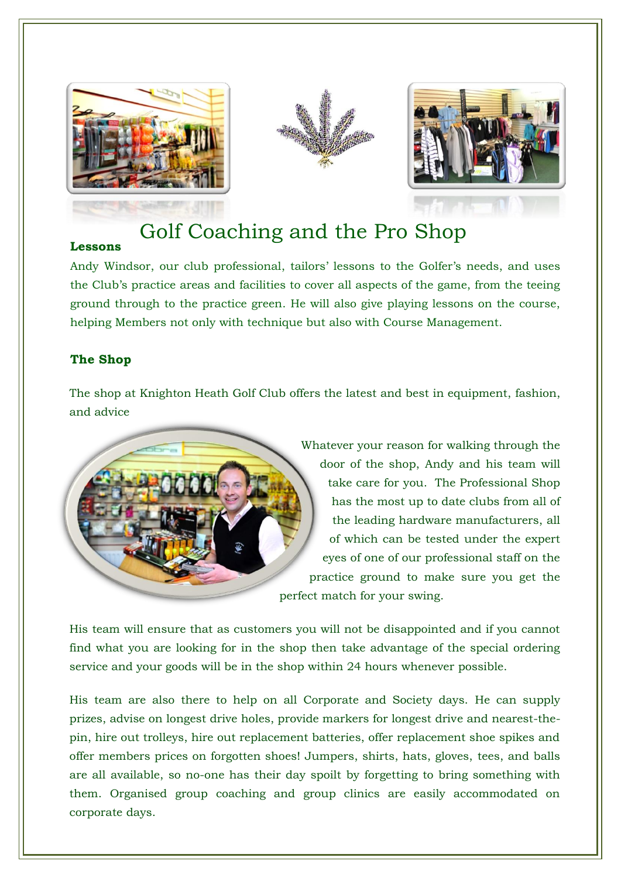# Golf Coaching and the Pro Shop

**Lessons**

Andy Windsor, our club professional, tailors' lessons to the Golfer's needs, and uses the Club's practice areas and facilities to cover all aspects of the game, from the teeing ground through to the practice green. He will also give playing lessons on the course, helping Members not only with technique but also with Course Management.

**The Shop**

The shop at Knighton Heath Golf Club offers the latest and best in equipment, fashion, and advice

Whatever your reason for walking through the door of the shop, Andy and his team will take care for you. The Professional Shop has the most up to date clubs from all of the leading hardware manufacturers, all of which can be tested under the expert eyes of one of our professional staff on the practice ground to make sure you get the perfect match for your swing.

His team will ensure that as customers you will not be disappointed and if you cannot find what you are looking for in the shop then take advantage of the special ordering service and your goods will be in the shop within 24 hours whenever possible.

His team are also there to help on all Corporate and Society days. He can supply prizes, advise on longest drive holes, provide markers for longest drive and nearest-the-pin, hire out trolleys, hire out replacement batteries, offer replacement shoe spikes and offer members prices on forgotten shoes! Jumpers, shirts, hats, gloves, tees, and balls are all available, so no-one has their day spoilt by forgetting to bring something with them. Organised group coaching and group clinics are easily accommodated on corporate days.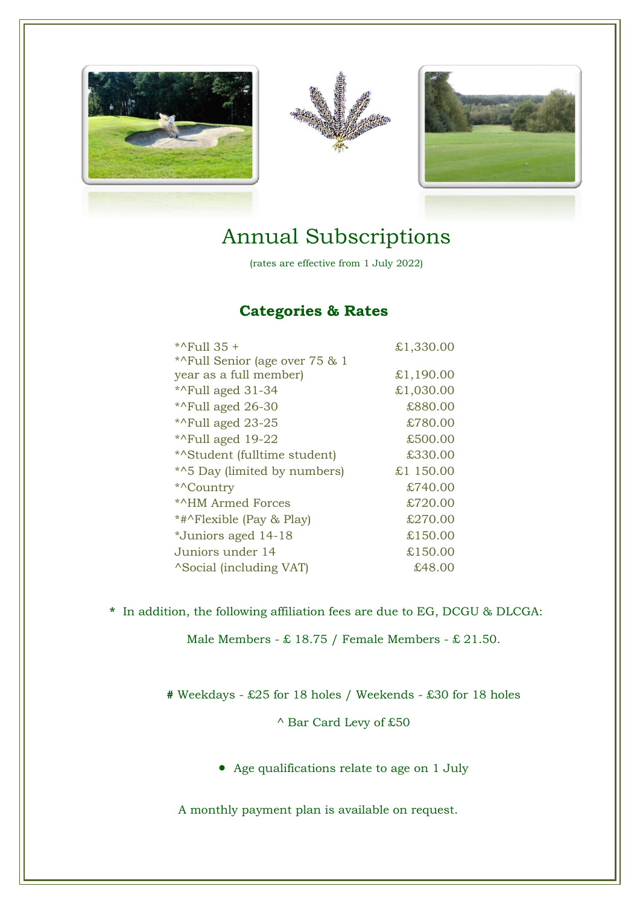# Annual Subscriptions

(rates are effective from 1 July 2022)

## Categories & Rates

| Category | Rate |
|---|---|
| *^Full 35 + | £1,330.00 |
| *^Full Senior (age over 75 & 1 year as a full member) | £1,190.00 |
| *^Full aged 31-34 | £1,030.00 |
| *^Full aged 26-30 | £880.00 |
| *^Full aged 23-25 | £780.00 |
| *^Full aged 19-22 | £500.00 |
| *^Student (fulltime student) | £330.00 |
| *^5 Day (limited by numbers) | £1 150.00 |
| *^Country | £740.00 |
| *^HM Armed Forces | £720.00 |
| *#^Flexible (Pay & Play) | £270.00 |
| *Juniors aged 14-18 | £150.00 |
| Juniors under 14 | £150.00 |
| ^Social (including VAT) | £48.00 |

**\*** In addition, the following affiliation fees are due to EG, DCGU & DLCGA:

Male Members - £ 18.75 / Female Members - £ 21.50.

**#** Weekdays - £25 for 18 holes / Weekends - £30 for 18 holes

^ Bar Card Levy of £50

- Age qualifications relate to age on 1 July

A monthly payment plan is available on request.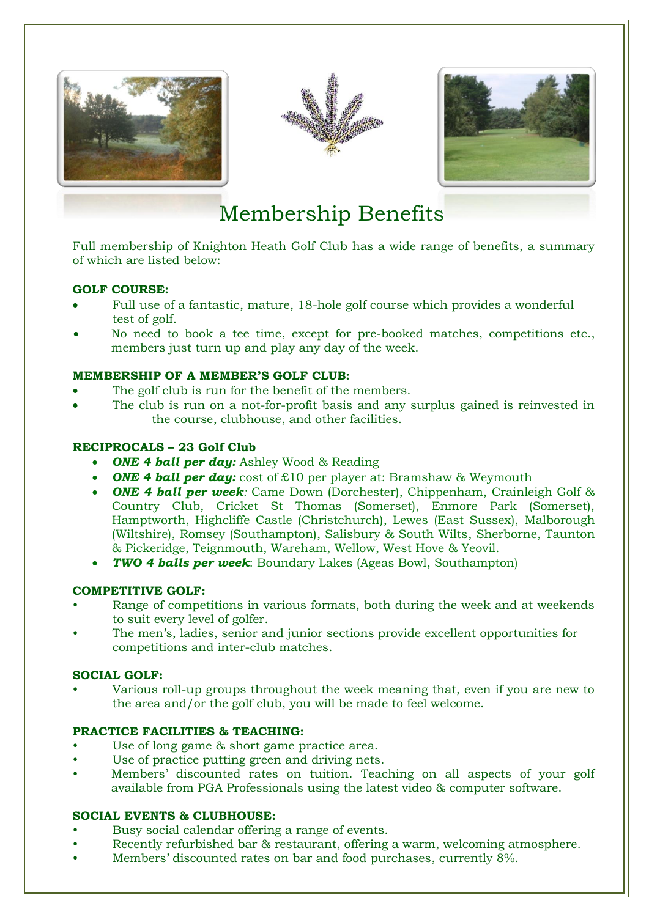# Membership Benefits

Full membership of Knighton Heath Golf Club has a wide range of benefits, a summary of which are listed below:

**GOLF COURSE:**

- Full use of a fantastic, mature, 18-hole golf course which provides a wonderful test of golf.
- No need to book a tee time, except for pre-booked matches, competitions etc., members just turn up and play any day of the week.

**MEMBERSHIP OF A MEMBER'S GOLF CLUB:**

- The golf club is run for the benefit of the members.
- The club is run on a not-for-profit basis and any surplus gained is reinvested in the course, clubhouse, and other facilities.

**RECIPROCALS – 23 Golf Club**

- ***ONE 4 ball per day:*** Ashley Wood & Reading
- ***ONE 4 ball per day:*** cost of £10 per player at: Bramshaw & Weymouth
- ***ONE 4 ball per week****:* Came Down (Dorchester), Chippenham, Crainleigh Golf & Country Club, Cricket St Thomas (Somerset), Enmore Park (Somerset), Hamptworth, Highcliffe Castle (Christchurch), Lewes (East Sussex), Malborough (Wiltshire), Romsey (Southampton), Salisbury & South Wilts, Sherborne, Taunton & Pickeridge, Teignmouth, Wareham, Wellow, West Hove & Yeovil.
- ***TWO 4 balls per week***: Boundary Lakes (Ageas Bowl, Southampton)

**COMPETITIVE GOLF:**

- Range of competitions in various formats, both during the week and at weekends to suit every level of golfer.
- The men's, ladies, senior and junior sections provide excellent opportunities for competitions and inter-club matches.

**SOCIAL GOLF:**

- Various roll-up groups throughout the week meaning that, even if you are new to the area and/or the golf club, you will be made to feel welcome.

**PRACTICE FACILITIES & TEACHING:**

- Use of long game & short game practice area.
- Use of practice putting green and driving nets.
- Members' discounted rates on tuition. Teaching on all aspects of your golf available from PGA Professionals using the latest video & computer software.

**SOCIAL EVENTS & CLUBHOUSE:**

- Busy social calendar offering a range of events.
- Recently refurbished bar & restaurant, offering a warm, welcoming atmosphere.
- Members' discounted rates on bar and food purchases, currently 8%.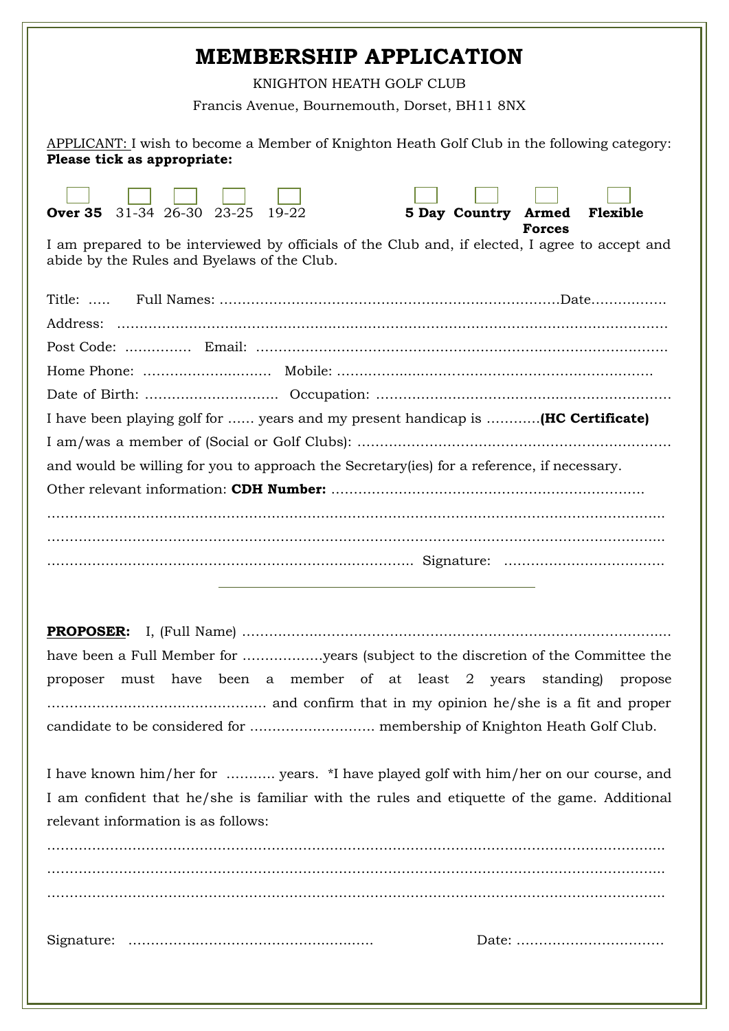# MEMBERSHIP APPLICATION

KNIGHTON HEATH GOLF CLUB

Francis Avenue, Bournemouth, Dorset, BH11 8NX

APPLICANT: I wish to become a Member of Knighton Heath Golf Club in the following category:
**Please tick as appropriate:**

☐ **Over 35** ☐ 31-34 ☐ 26-30 ☐ 23-25 ☐ 19-22 ☐ **5 Day** ☐ **Country** ☐ **Armed Forces** ☐ **Flexible**

I am prepared to be interviewed by officials of the Club and, if elected, I agree to accept and abide by the Rules and Byelaws of the Club.

Title: ….. Full Names: …………………………………………………………………Date…………….

Address: ……………………………………………………………………………………………………

Post Code: ………….. Email: ……………………………………………………………………………

Home Phone: ……………………….. Mobile: ……………………………………………………………

Date of Birth: ……………………….. Occupation: ………………………………………………………

I have been playing golf for …… years and my present handicap is …………**(HC Certificate)**

I am/was a member of (Social or Golf Clubs): ……………………………………………………………

and would be willing for you to approach the Secretary(ies) for a reference, if necessary.

Other relevant information: **CDH Number:** ……………………………………………………………

……………………………………………………………………………………………………………………

……………………………………………………………………………………………………………………

…………………………………………………………………………… Signature: ………………………………

---

**PROPOSER:** I, (Full Name) ………………………………………………………………………………

have been a Full Member for ………………years (subject to the discretion of the Committee the proposer must have been a member of at least 2 years standing) propose ………………………………………… and confirm that in my opinion he/she is a fit and proper candidate to be considered for ……………………… membership of Knighton Heath Golf Club.

I have known him/her for ……….. years. *I have played golf with him/her on our course, and I am confident that he/she is familiar with the rules and etiquette of the game. Additional relevant information is as follows:

……………………………………………………………………………………………………………………

……………………………………………………………………………………………………………………

……………………………………………………………………………………………………………………

Signature: ……………………………………………… Date: ……………………………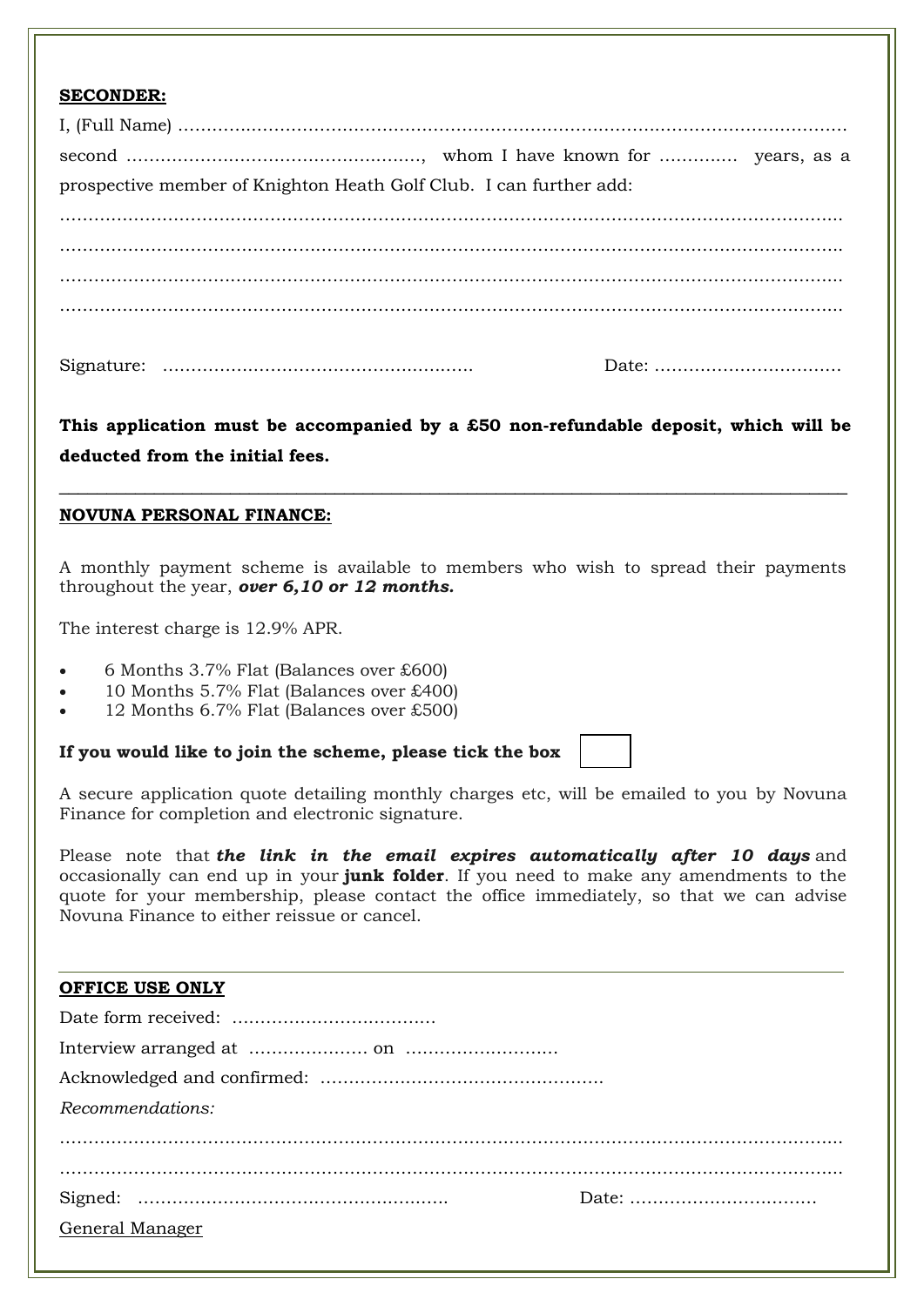**SECONDER:**

I, (Full Name) ……………………………………………………………………………………………………

second ……………………………………………, whom I have known for …………. years, as a prospective member of Knighton Heath Golf Club. I can further add:

…………………………………………………………………………………………………………………

…………………………………………………………………………………………………………………

…………………………………………………………………………………………………………………

…………………………………………………………………………………………………………………

Signature: ……………………………………………… Date: ……………………………

**This application must be accompanied by a £50 non-refundable deposit, which will be deducted from the initial fees.**

---

**NOVUNA PERSONAL FINANCE:**

A monthly payment scheme is available to members who wish to spread their payments throughout the year, ***over 6,10 or 12 months.***

The interest charge is 12.9% APR.

- 6 Months 3.7% Flat (Balances over £600)
- 10 Months 5.7% Flat (Balances over £400)
- 12 Months 6.7% Flat (Balances over £500)

**If you would like to join the scheme, please tick the box** ☐

A secure application quote detailing monthly charges etc, will be emailed to you by Novuna Finance for completion and electronic signature.

Please note that ***the link in the email expires automatically after 10 days*** and occasionally can end up in your **junk folder**. If you need to make any amendments to the quote for your membership, please contact the office immediately, so that we can advise Novuna Finance to either reissue or cancel.

---

**OFFICE USE ONLY**

Date form received: ………………………………

Interview arranged at ………………… on ………………………

Acknowledged and confirmed: ……………………………………………

*Recommendations:*

…………………………………………………………………………………………………………………

…………………………………………………………………………………………………………………

Signed: ……………………………………………… Date: ……………………………

General Manager